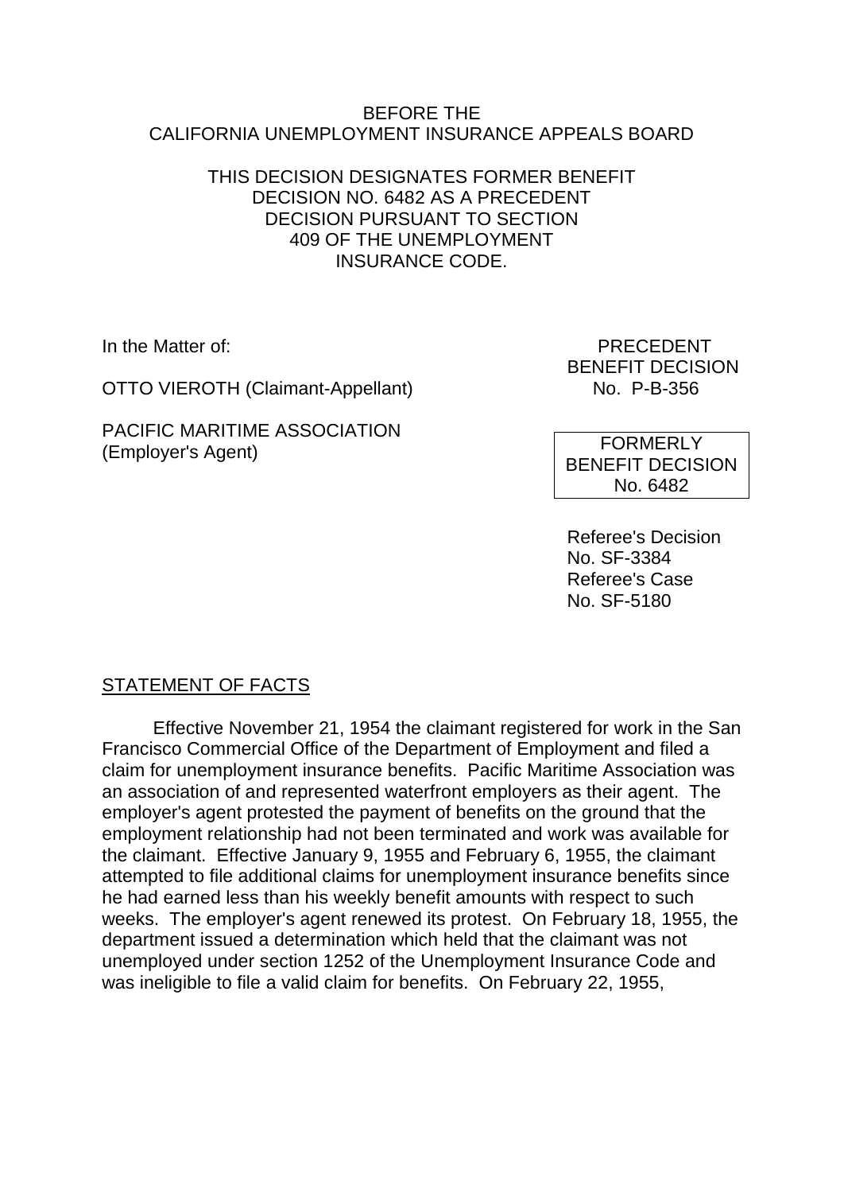BEFORE THE
CALIFORNIA UNEMPLOYMENT INSURANCE APPEALS BOARD

THIS DECISION DESIGNATES FORMER BENEFIT DECISION NO. 6482 AS A PRECEDENT DECISION PURSUANT TO SECTION 409 OF THE UNEMPLOYMENT INSURANCE CODE.

In the Matter of:

OTTO VIEROTH (Claimant-Appellant)

PACIFIC MARITIME ASSOCIATION (Employer's Agent)

PRECEDENT BENEFIT DECISION No. P-B-356

FORMERLY BENEFIT DECISION No. 6482

Referee's Decision No. SF-3384
Referee's Case No. SF-5180

## STATEMENT OF FACTS

Effective November 21, 1954 the claimant registered for work in the San Francisco Commercial Office of the Department of Employment and filed a claim for unemployment insurance benefits. Pacific Maritime Association was an association of and represented waterfront employers as their agent. The employer's agent protested the payment of benefits on the ground that the employment relationship had not been terminated and work was available for the claimant. Effective January 9, 1955 and February 6, 1955, the claimant attempted to file additional claims for unemployment insurance benefits since he had earned less than his weekly benefit amounts with respect to such weeks. The employer's agent renewed its protest. On February 18, 1955, the department issued a determination which held that the claimant was not unemployed under section 1252 of the Unemployment Insurance Code and was ineligible to file a valid claim for benefits. On February 22, 1955,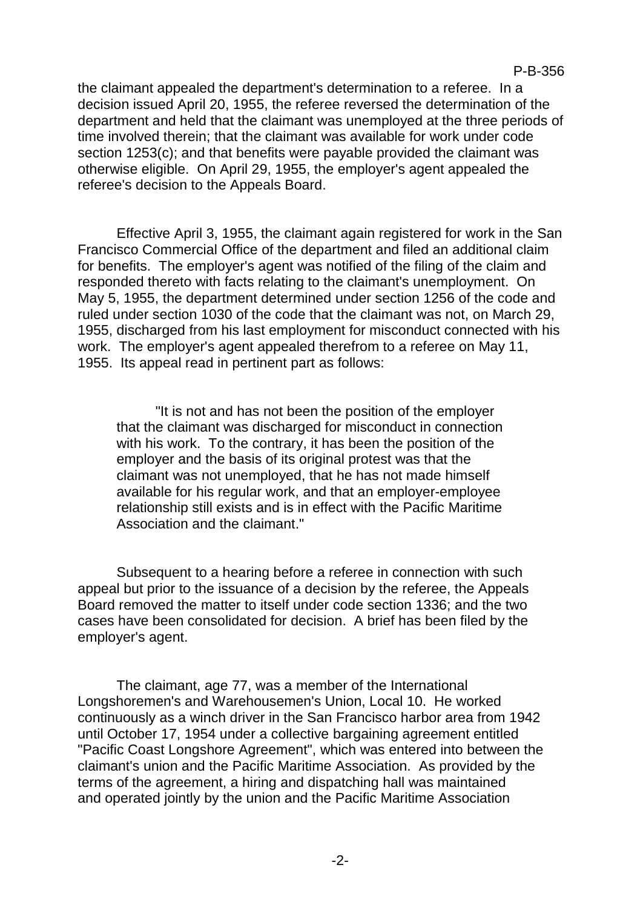the claimant appealed the department's determination to a referee. In a decision issued April 20, 1955, the referee reversed the determination of the department and held that the claimant was unemployed at the three periods of time involved therein; that the claimant was available for work under code section 1253(c); and that benefits were payable provided the claimant was otherwise eligible. On April 29, 1955, the employer's agent appealed the referee's decision to the Appeals Board.

Effective April 3, 1955, the claimant again registered for work in the San Francisco Commercial Office of the department and filed an additional claim for benefits. The employer's agent was notified of the filing of the claim and responded thereto with facts relating to the claimant's unemployment. On May 5, 1955, the department determined under section 1256 of the code and ruled under section 1030 of the code that the claimant was not, on March 29, 1955, discharged from his last employment for misconduct connected with his work. The employer's agent appealed therefrom to a referee on May 11, 1955. Its appeal read in pertinent part as follows:

> "It is not and has not been the position of the employer that the claimant was discharged for misconduct in connection with his work. To the contrary, it has been the position of the employer and the basis of its original protest was that the claimant was not unemployed, that he has not made himself available for his regular work, and that an employer-employee relationship still exists and is in effect with the Pacific Maritime Association and the claimant."

Subsequent to a hearing before a referee in connection with such appeal but prior to the issuance of a decision by the referee, the Appeals Board removed the matter to itself under code section 1336; and the two cases have been consolidated for decision. A brief has been filed by the employer's agent.

The claimant, age 77, was a member of the International Longshoremen's and Warehousemen's Union, Local 10. He worked continuously as a winch driver in the San Francisco harbor area from 1942 until October 17, 1954 under a collective bargaining agreement entitled "Pacific Coast Longshore Agreement", which was entered into between the claimant's union and the Pacific Maritime Association. As provided by the terms of the agreement, a hiring and dispatching hall was maintained and operated jointly by the union and the Pacific Maritime Association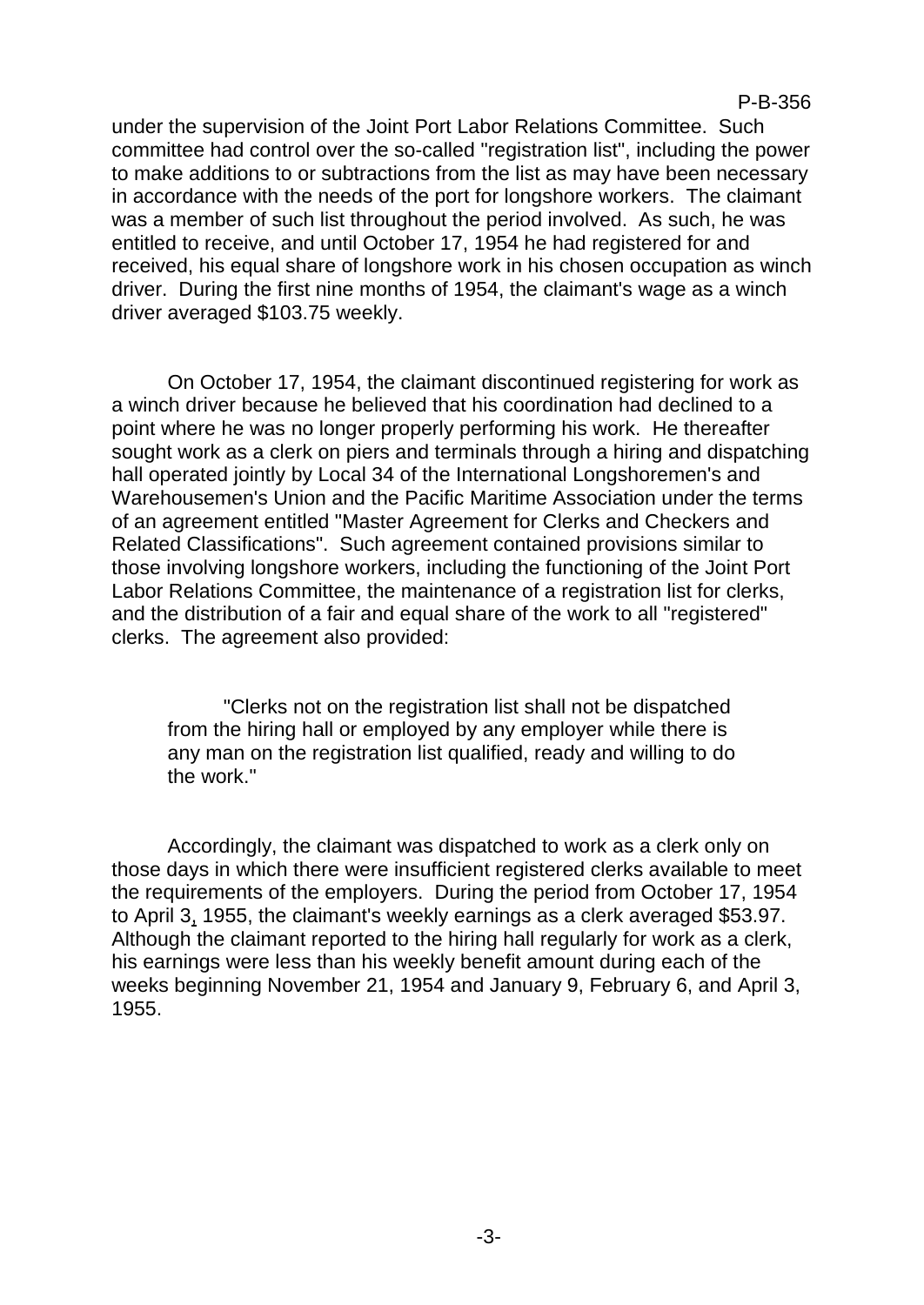under the supervision of the Joint Port Labor Relations Committee. Such committee had control over the so-called "registration list", including the power to make additions to or subtractions from the list as may have been necessary in accordance with the needs of the port for longshore workers. The claimant was a member of such list throughout the period involved. As such, he was entitled to receive, and until October 17, 1954 he had registered for and received, his equal share of longshore work in his chosen occupation as winch driver. During the first nine months of 1954, the claimant's wage as a winch driver averaged $103.75 weekly.

On October 17, 1954, the claimant discontinued registering for work as a winch driver because he believed that his coordination had declined to a point where he was no longer properly performing his work. He thereafter sought work as a clerk on piers and terminals through a hiring and dispatching hall operated jointly by Local 34 of the International Longshoremen's and Warehousemen's Union and the Pacific Maritime Association under the terms of an agreement entitled "Master Agreement for Clerks and Checkers and Related Classifications". Such agreement contained provisions similar to those involving longshore workers, including the functioning of the Joint Port Labor Relations Committee, the maintenance of a registration list for clerks, and the distribution of a fair and equal share of the work to all "registered" clerks. The agreement also provided:

> "Clerks not on the registration list shall not be dispatched from the hiring hall or employed by any employer while there is any man on the registration list qualified, ready and willing to do the work."

Accordingly, the claimant was dispatched to work as a clerk only on those days in which there were insufficient registered clerks available to meet the requirements of the employers. During the period from October 17, 1954 to April 3, 1955, the claimant's weekly earnings as a clerk averaged $53.97. Although the claimant reported to the hiring hall regularly for work as a clerk, his earnings were less than his weekly benefit amount during each of the weeks beginning November 21, 1954 and January 9, February 6, and April 3, 1955.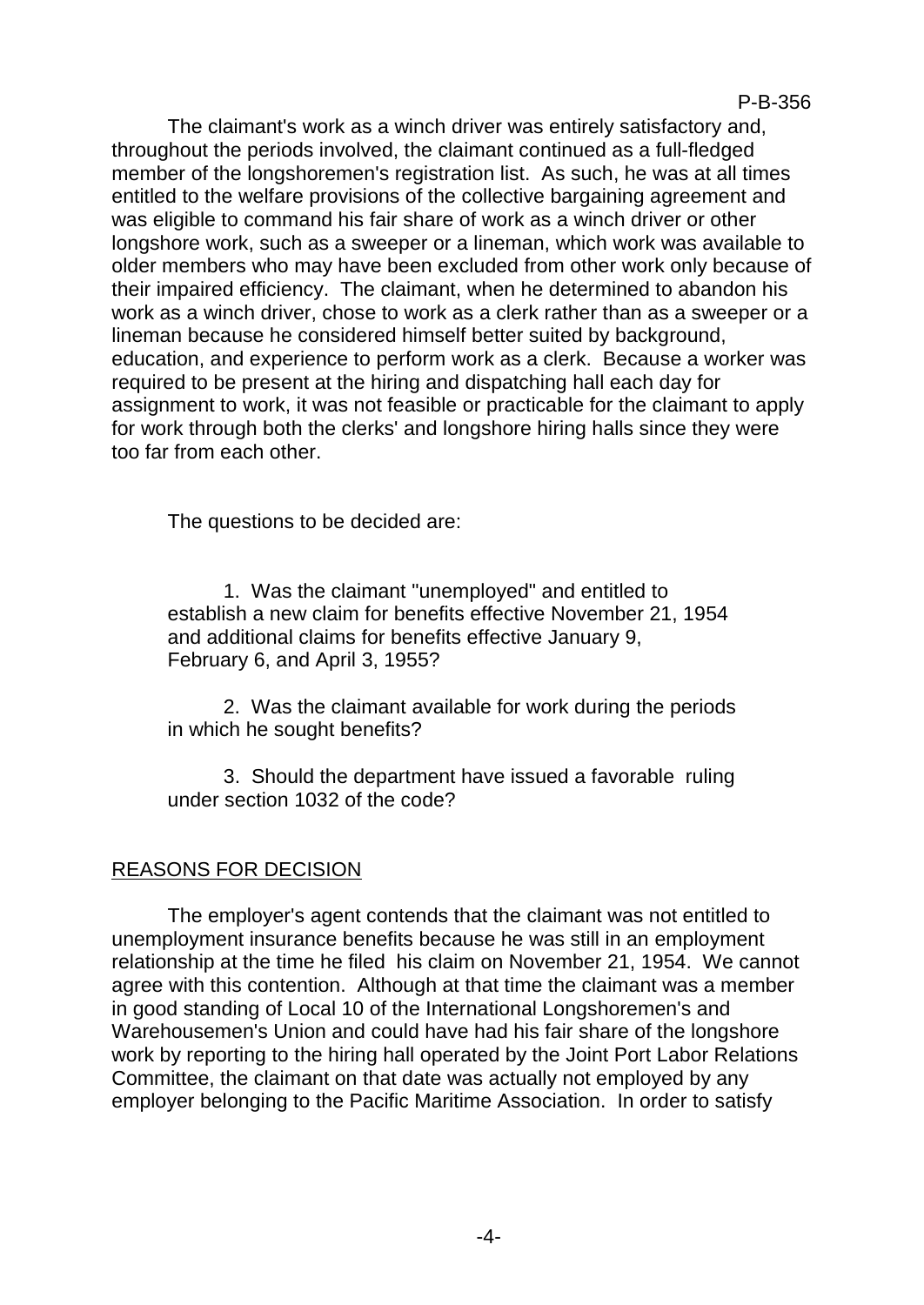The claimant's work as a winch driver was entirely satisfactory and, throughout the periods involved, the claimant continued as a full-fledged member of the longshoremen's registration list. As such, he was at all times entitled to the welfare provisions of the collective bargaining agreement and was eligible to command his fair share of work as a winch driver or other longshore work, such as a sweeper or a lineman, which work was available to older members who may have been excluded from other work only because of their impaired efficiency. The claimant, when he determined to abandon his work as a winch driver, chose to work as a clerk rather than as a sweeper or a lineman because he considered himself better suited by background, education, and experience to perform work as a clerk. Because a worker was required to be present at the hiring and dispatching hall each day for assignment to work, it was not feasible or practicable for the claimant to apply for work through both the clerks' and longshore hiring halls since they were too far from each other.

The questions to be decided are:

1. Was the claimant "unemployed" and entitled to establish a new claim for benefits effective November 21, 1954 and additional claims for benefits effective January 9, February 6, and April 3, 1955?

2. Was the claimant available for work during the periods in which he sought benefits?

3. Should the department have issued a favorable ruling under section 1032 of the code?

## REASONS FOR DECISION

The employer's agent contends that the claimant was not entitled to unemployment insurance benefits because he was still in an employment relationship at the time he filed his claim on November 21, 1954. We cannot agree with this contention. Although at that time the claimant was a member in good standing of Local 10 of the International Longshoremen's and Warehousemen's Union and could have had his fair share of the longshore work by reporting to the hiring hall operated by the Joint Port Labor Relations Committee, the claimant on that date was actually not employed by any employer belonging to the Pacific Maritime Association. In order to satisfy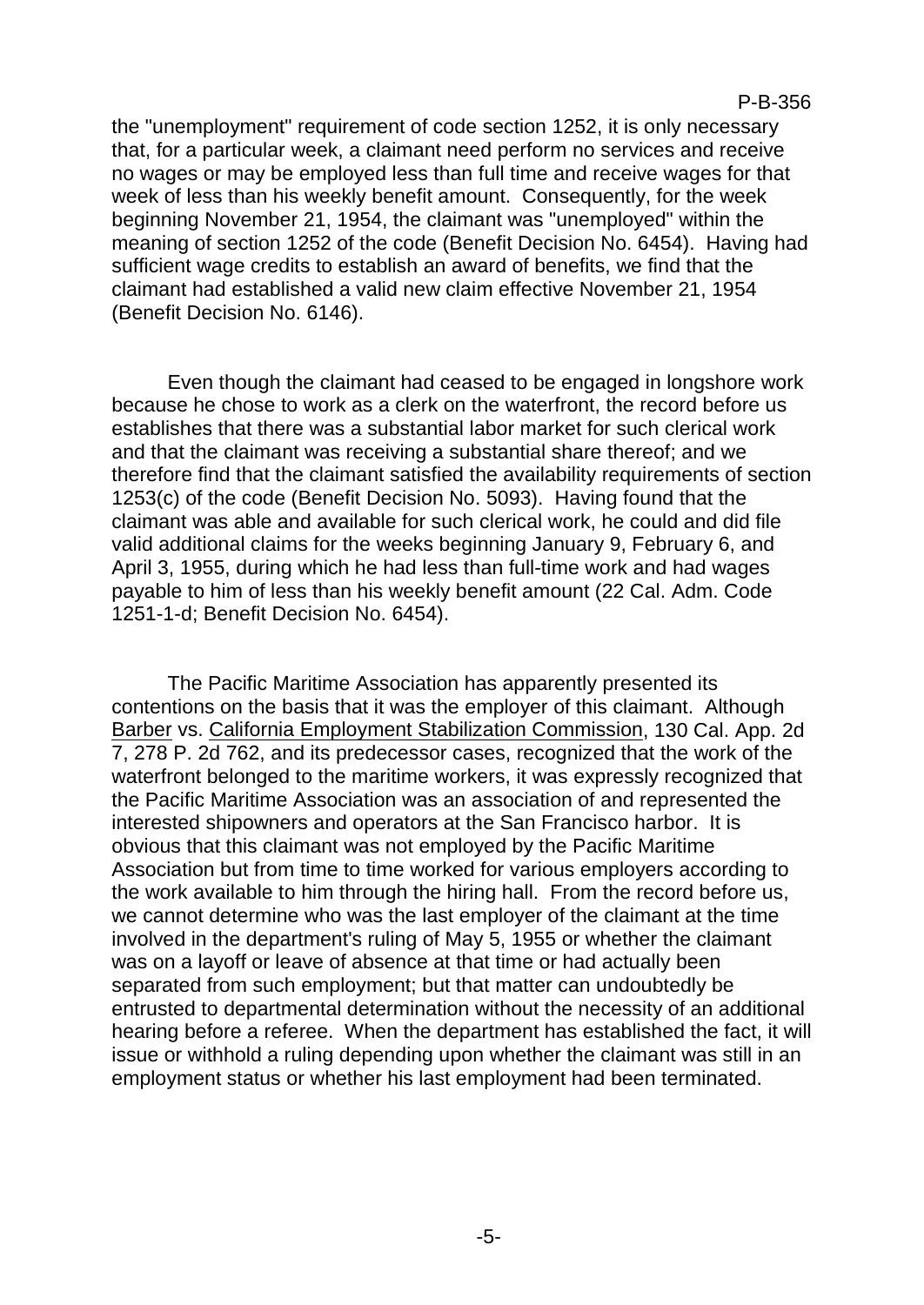the "unemployment" requirement of code section 1252, it is only necessary that, for a particular week, a claimant need perform no services and receive no wages or may be employed less than full time and receive wages for that week of less than his weekly benefit amount. Consequently, for the week beginning November 21, 1954, the claimant was "unemployed" within the meaning of section 1252 of the code (Benefit Decision No. 6454). Having had sufficient wage credits to establish an award of benefits, we find that the claimant had established a valid new claim effective November 21, 1954 (Benefit Decision No. 6146).

Even though the claimant had ceased to be engaged in longshore work because he chose to work as a clerk on the waterfront, the record before us establishes that there was a substantial labor market for such clerical work and that the claimant was receiving a substantial share thereof; and we therefore find that the claimant satisfied the availability requirements of section 1253(c) of the code (Benefit Decision No. 5093). Having found that the claimant was able and available for such clerical work, he could and did file valid additional claims for the weeks beginning January 9, February 6, and April 3, 1955, during which he had less than full-time work and had wages payable to him of less than his weekly benefit amount (22 Cal. Adm. Code 1251-1-d; Benefit Decision No. 6454).

The Pacific Maritime Association has apparently presented its contentions on the basis that it was the employer of this claimant. Although Barber vs. California Employment Stabilization Commission, 130 Cal. App. 2d 7, 278 P. 2d 762, and its predecessor cases, recognized that the work of the waterfront belonged to the maritime workers, it was expressly recognized that the Pacific Maritime Association was an association of and represented the interested shipowners and operators at the San Francisco harbor. It is obvious that this claimant was not employed by the Pacific Maritime Association but from time to time worked for various employers according to the work available to him through the hiring hall. From the record before us, we cannot determine who was the last employer of the claimant at the time involved in the department's ruling of May 5, 1955 or whether the claimant was on a layoff or leave of absence at that time or had actually been separated from such employment; but that matter can undoubtedly be entrusted to departmental determination without the necessity of an additional hearing before a referee. When the department has established the fact, it will issue or withhold a ruling depending upon whether the claimant was still in an employment status or whether his last employment had been terminated.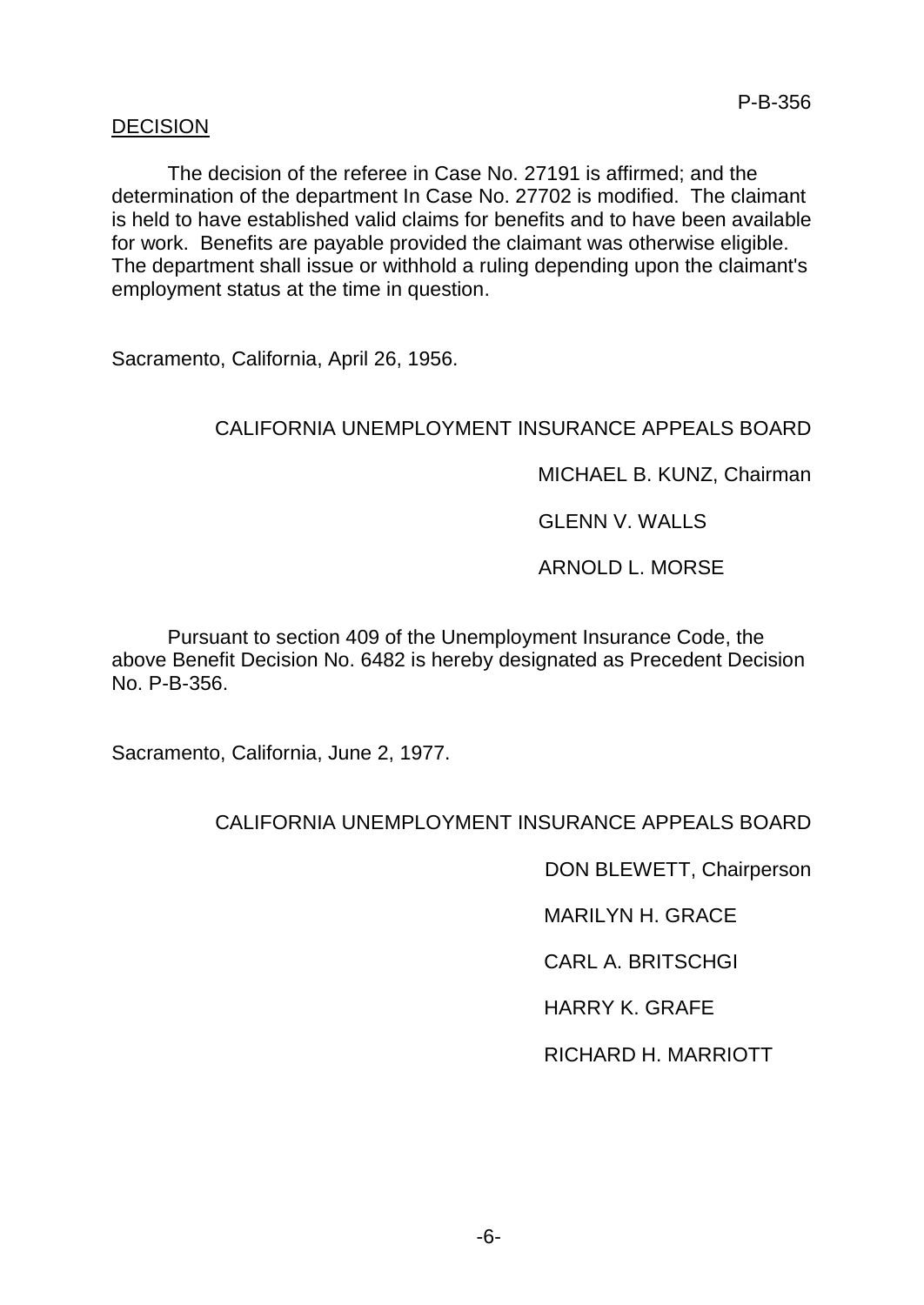## DECISION

The decision of the referee in Case No. 27191 is affirmed; and the determination of the department In Case No. 27702 is modified. The claimant is held to have established valid claims for benefits and to have been available for work. Benefits are payable provided the claimant was otherwise eligible. The department shall issue or withhold a ruling depending upon the claimant's employment status at the time in question.

Sacramento, California, April 26, 1956.

CALIFORNIA UNEMPLOYMENT INSURANCE APPEALS BOARD

MICHAEL B. KUNZ, Chairman

GLENN V. WALLS

ARNOLD L. MORSE

Pursuant to section 409 of the Unemployment Insurance Code, the above Benefit Decision No. 6482 is hereby designated as Precedent Decision No. P-B-356.

Sacramento, California, June 2, 1977.

CALIFORNIA UNEMPLOYMENT INSURANCE APPEALS BOARD

DON BLEWETT, Chairperson

MARILYN H. GRACE

CARL A. BRITSCHGI

HARRY K. GRAFE

RICHARD H. MARRIOTT